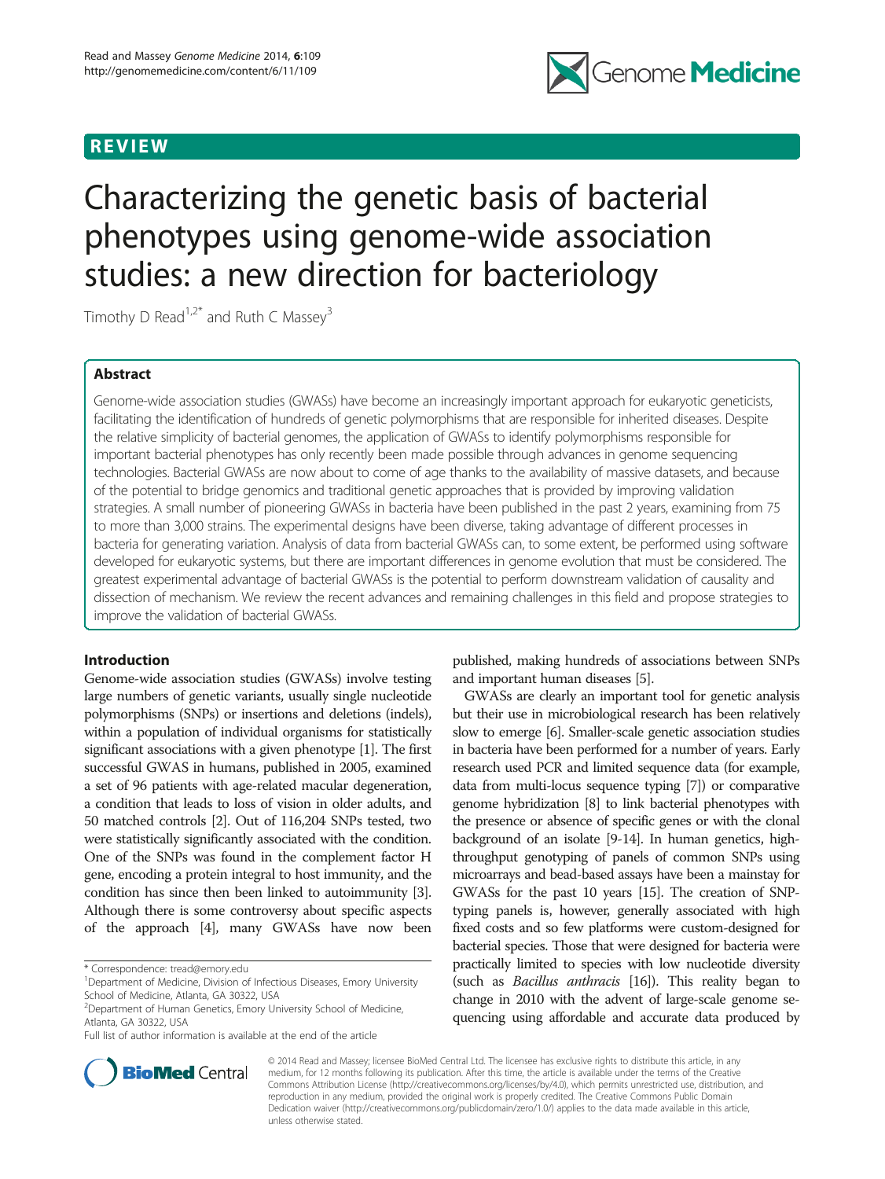# REVIEW

# Characterizing the genetic basis of bacterial phenotypes using genome-wide association studies: a new direction for bacteriology

Timothy D Read[1,2*] and Ruth C Massey[3]

## Abstract

Genome-wide association studies (GWASs) have become an increasingly important approach for eukaryotic geneticists, facilitating the identification of hundreds of genetic polymorphisms that are responsible for inherited diseases. Despite the relative simplicity of bacterial genomes, the application of GWASs to identify polymorphisms responsible for important bacterial phenotypes has only recently been made possible through advances in genome sequencing technologies. Bacterial GWASs are now about to come of age thanks to the availability of massive datasets, and because of the potential to bridge genomics and traditional genetic approaches that is provided by improving validation strategies. A small number of pioneering GWASs in bacteria have been published in the past 2 years, examining from 75 to more than 3,000 strains. The experimental designs have been diverse, taking advantage of different processes in bacteria for generating variation. Analysis of data from bacterial GWASs can, to some extent, be performed using software developed for eukaryotic systems, but there are important differences in genome evolution that must be considered. The greatest experimental advantage of bacterial GWASs is the potential to perform downstream validation of causality and dissection of mechanism. We review the recent advances and remaining challenges in this field and propose strategies to improve the validation of bacterial GWASs.

## Introduction

Genome-wide association studies (GWASs) involve testing large numbers of genetic variants, usually single nucleotide polymorphisms (SNPs) or insertions and deletions (indels), within a population of individual organisms for statistically significant associations with a given phenotype [1]. The first successful GWAS in humans, published in 2005, examined a set of 96 patients with age-related macular degeneration, a condition that leads to loss of vision in older adults, and 50 matched controls [2]. Out of 116,204 SNPs tested, two were statistically significantly associated with the condition. One of the SNPs was found in the complement factor H gene, encoding a protein integral to host immunity, and the condition has since then been linked to autoimmunity [3]. Although there is some controversy about specific aspects of the approach [4], many GWASs have now been published, making hundreds of associations between SNPs and important human diseases [5].

GWASs are clearly an important tool for genetic analysis but their use in microbiological research has been relatively slow to emerge [6]. Smaller-scale genetic association studies in bacteria have been performed for a number of years. Early research used PCR and limited sequence data (for example, data from multi-locus sequence typing [7]) or comparative genome hybridization [8] to link bacterial phenotypes with the presence or absence of specific genes or with the clonal background of an isolate [9-14]. In human genetics, high-throughput genotyping of panels of common SNPs using microarrays and bead-based assays have been a mainstay for GWASs for the past 10 years [15]. The creation of SNP-typing panels is, however, generally associated with high fixed costs and so few platforms were custom-designed for bacterial species. Those that were designed for bacteria were practically limited to species with low nucleotide diversity (such as *Bacillus anthracis* [16]). This reality began to change in 2010 with the advent of large-scale genome sequencing using affordable and accurate data produced by

\* Correspondence: tread@emory.edu
[1]Department of Medicine, Division of Infectious Diseases, Emory University School of Medicine, Atlanta, GA 30322, USA
[2]Department of Human Genetics, Emory University School of Medicine, Atlanta, GA 30322, USA
Full list of author information is available at the end of the article

© 2014 Read and Massey; licensee BioMed Central Ltd. The licensee has exclusive rights to distribute this article, in any medium, for 12 months following its publication. After this time, the article is available under the terms of the Creative Commons Attribution License (http://creativecommons.org/licenses/by/4.0), which permits unrestricted use, distribution, and reproduction in any medium, provided the original work is properly credited. The Creative Commons Public Domain Dedication waiver (http://creativecommons.org/publicdomain/zero/1.0/) applies to the data made available in this article, unless otherwise stated.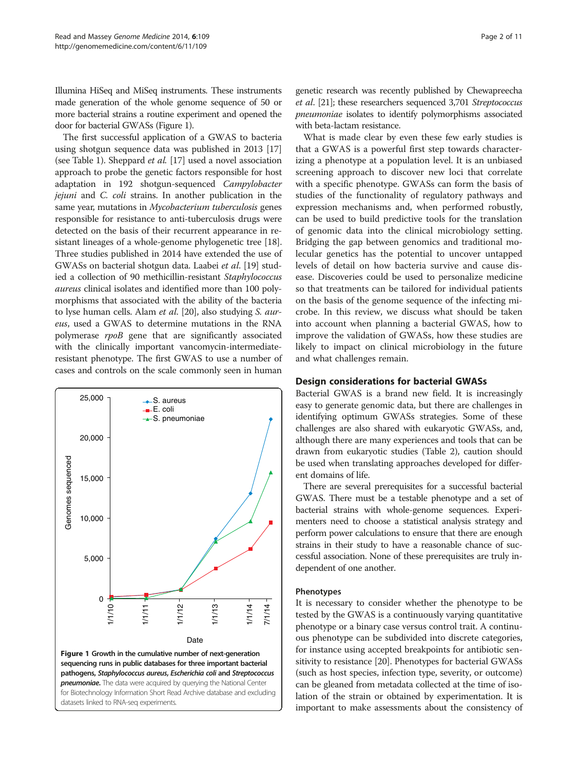Illumina HiSeq and MiSeq instruments. These instruments made generation of the whole genome sequence of 50 or more bacterial strains a routine experiment and opened the door for bacterial GWASs (Figure 1).

The first successful application of a GWAS to bacteria using shotgun sequence data was published in 2013 [17] (see Table 1). Sheppard *et al.* [17] used a novel association approach to probe the genetic factors responsible for host adaptation in 192 shotgun-sequenced *Campylobacter jejuni* and *C. coli* strains. In another publication in the same year, mutations in *Mycobacterium tuberculosis* genes responsible for resistance to anti-tuberculosis drugs were detected on the basis of their recurrent appearance in resistant lineages of a whole-genome phylogenetic tree [18]. Three studies published in 2014 have extended the use of GWASs on bacterial shotgun data. Laabei *et al.* [19] studied a collection of 90 methicillin-resistant *Staphylococcus aureus* clinical isolates and identified more than 100 polymorphisms that associated with the ability of the bacteria to lyse human cells. Alam *et al.* [20], also studying *S. aureus*, used a GWAS to determine mutations in the RNA polymerase *rpoB* gene that are significantly associated with the clinically important vancomycin-intermediate-resistant phenotype. The first GWAS to use a number of cases and controls on the scale commonly seen in human genetic research was recently published by Chewapreecha *et al.* [21]; these researchers sequenced 3,701 *Streptococcus pneumoniae* isolates to identify polymorphisms associated with beta-lactam resistance.

What is made clear by even these few early studies is that a GWAS is a powerful first step towards characterizing a phenotype at a population level. It is an unbiased screening approach to discover new loci that correlate with a specific phenotype. GWASs can form the basis of studies of the functionality of regulatory pathways and expression mechanisms and, when performed robustly, can be used to build predictive tools for the translation of genomic data into the clinical microbiology setting. Bridging the gap between genomics and traditional molecular genetics has the potential to uncover untapped levels of detail on how bacteria survive and cause disease. Discoveries could be used to personalize medicine so that treatments can be tailored for individual patients on the basis of the genome sequence of the infecting microbe. In this review, we discuss what should be taken into account when planning a bacterial GWAS, how to improve the validation of GWASs, how these studies are likely to impact on clinical microbiology in the future and what challenges remain.

**Figure 1 Growth in the cumulative number of next-generation sequencing runs in public databases for three important bacterial pathogens, *Staphylococcus aureus*, *Escherichia coli* and *Streptococcus pneumoniae*.** The data were acquired by querying the National Center for Biotechnology Information Short Read Archive database and excluding datasets linked to RNA-seq experiments.

## Design considerations for bacterial GWASs

Bacterial GWAS is a brand new field. It is increasingly easy to generate genomic data, but there are challenges in identifying optimum GWASs strategies. Some of these challenges are also shared with eukaryotic GWASs, and, although there are many experiences and tools that can be drawn from eukaryotic studies (Table 2), caution should be used when translating approaches developed for different domains of life.

There are several prerequisites for a successful bacterial GWAS. There must be a testable phenotype and a set of bacterial strains with whole-genome sequences. Experimenters need to choose a statistical analysis strategy and perform power calculations to ensure that there are enough strains in their study to have a reasonable chance of successful association. None of these prerequisites are truly independent of one another.

### Phenotypes

It is necessary to consider whether the phenotype to be tested by the GWAS is a continuously varying quantitative phenotype or a binary case versus control trait. A continuous phenotype can be subdivided into discrete categories, for instance using accepted breakpoints for antibiotic sensitivity to resistance [20]. Phenotypes for bacterial GWASs (such as host species, infection type, severity, or outcome) can be gleaned from metadata collected at the time of isolation of the strain or obtained by experimentation. It is important to make assessments about the consistency of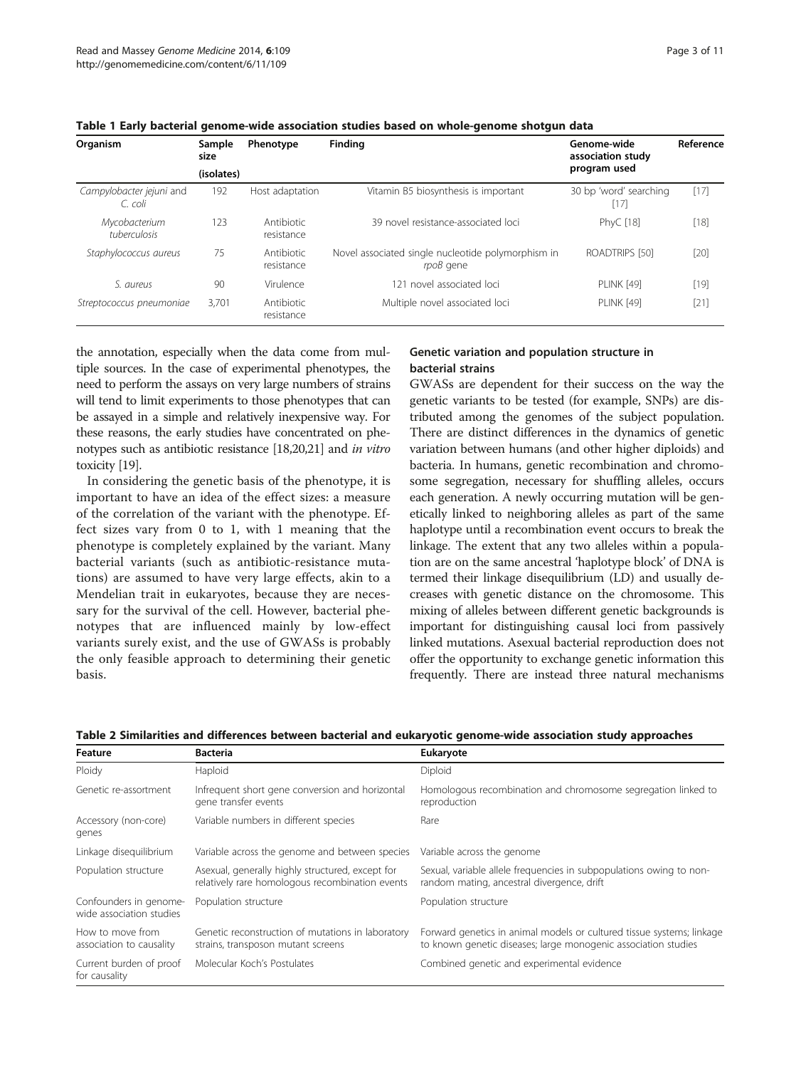**Table 1 Early bacterial genome-wide association studies based on whole-genome shotgun data**

| Organism | Sample size (isolates) | Phenotype | Finding | Genome-wide association study program used | Reference |
|---|---|---|---|---|---|
| *Campylobacter jejuni* and *C. coli* | 192 | Host adaptation | Vitamin B5 biosynthesis is important | 30 bp 'word' searching [17] | [17] |
| *Mycobacterium tuberculosis* | 123 | Antibiotic resistance | 39 novel resistance-associated loci | PhyC [18] | [18] |
| *Staphylococcus aureus* | 75 | Antibiotic resistance | Novel associated single nucleotide polymorphism in *rpoB* gene | ROADTRIPS [50] | [20] |
| *S. aureus* | 90 | Virulence | 121 novel associated loci | PLINK [49] | [19] |
| *Streptococcus pneumoniae* | 3,701 | Antibiotic resistance | Multiple novel associated loci | PLINK [49] | [21] |

the annotation, especially when the data come from multiple sources. In the case of experimental phenotypes, the need to perform the assays on very large numbers of strains will tend to limit experiments to those phenotypes that can be assayed in a simple and relatively inexpensive way. For these reasons, the early studies have concentrated on phenotypes such as antibiotic resistance [18,20,21] and *in vitro* toxicity [19].

In considering the genetic basis of the phenotype, it is important to have an idea of the effect sizes: a measure of the correlation of the variant with the phenotype. Effect sizes vary from 0 to 1, with 1 meaning that the phenotype is completely explained by the variant. Many bacterial variants (such as antibiotic-resistance mutations) are assumed to have very large effects, akin to a Mendelian trait in eukaryotes, because they are necessary for the survival of the cell. However, bacterial phenotypes that are influenced mainly by low-effect variants surely exist, and the use of GWASs is probably the only feasible approach to determining their genetic basis.

## Genetic variation and population structure in bacterial strains

GWASs are dependent for their success on the way the genetic variants to be tested (for example, SNPs) are distributed among the genomes of the subject population. There are distinct differences in the dynamics of genetic variation between humans (and other higher diploids) and bacteria. In humans, genetic recombination and chromosome segregation, necessary for shuffling alleles, occurs each generation. A newly occurring mutation will be genetically linked to neighboring alleles as part of the same haplotype until a recombination event occurs to break the linkage. The extent that any two alleles within a population are on the same ancestral 'haplotype block' of DNA is termed their linkage disequilibrium (LD) and usually decreases with genetic distance on the chromosome. This mixing of alleles between different genetic backgrounds is important for distinguishing causal loci from passively linked mutations. Asexual bacterial reproduction does not offer the opportunity to exchange genetic information this frequently. There are instead three natural mechanisms

**Table 2 Similarities and differences between bacterial and eukaryotic genome-wide association study approaches**

| Feature | Bacteria | Eukaryote |
|---|---|---|
| Ploidy | Haploid | Diploid |
| Genetic re-assortment | Infrequent short gene conversion and horizontal gene transfer events | Homologous recombination and chromosome segregation linked to reproduction |
| Accessory (non-core) genes | Variable numbers in different species | Rare |
| Linkage disequilibrium | Variable across the genome and between species | Variable across the genome |
| Population structure | Asexual, generally highly structured, except for relatively rare homologous recombination events | Sexual, variable allele frequencies in subpopulations owing to non-random mating, ancestral divergence, drift |
| Confounders in genome-wide association studies | Population structure | Population structure |
| How to move from association to causality | Genetic reconstruction of mutations in laboratory strains, transposon mutant screens | Forward genetics in animal models or cultured tissue systems; linkage to known genetic diseases; large monogenic association studies |
| Current burden of proof for causality | Molecular Koch's Postulates | Combined genetic and experimental evidence |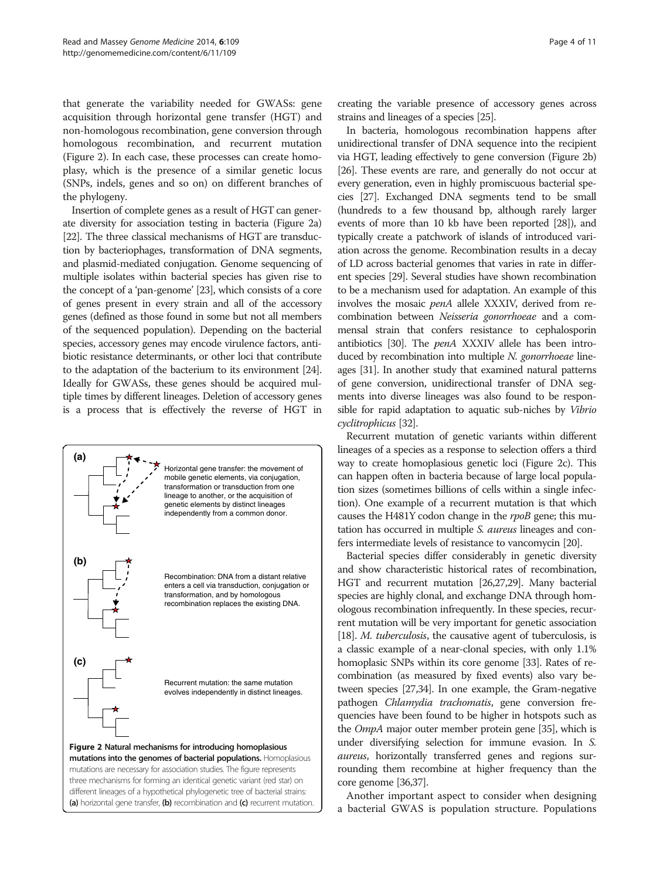that generate the variability needed for GWASs: gene acquisition through horizontal gene transfer (HGT) and non-homologous recombination, gene conversion through homologous recombination, and recurrent mutation (Figure 2). In each case, these processes can create homoplasy, which is the presence of a similar genetic locus (SNPs, indels, genes and so on) on different branches of the phylogeny.

Insertion of complete genes as a result of HGT can generate diversity for association testing in bacteria (Figure 2a) [22]. The three classical mechanisms of HGT are transduction by bacteriophages, transformation of DNA segments, and plasmid-mediated conjugation. Genome sequencing of multiple isolates within bacterial species has given rise to the concept of a 'pan-genome' [23], which consists of a core of genes present in every strain and all of the accessory genes (defined as those found in some but not all members of the sequenced population). Depending on the bacterial species, accessory genes may encode virulence factors, antibiotic resistance determinants, or other loci that contribute to the adaptation of the bacterium to its environment [24]. Ideally for GWASs, these genes should be acquired multiple times by different lineages. Deletion of accessory genes is a process that is effectively the reverse of HGT in creating the variable presence of accessory genes across strains and lineages of a species [25].

In bacteria, homologous recombination happens after unidirectional transfer of DNA sequence into the recipient via HGT, leading effectively to gene conversion (Figure 2b) [26]. These events are rare, and generally do not occur at every generation, even in highly promiscuous bacterial species [27]. Exchanged DNA segments tend to be small (hundreds to a few thousand bp, although rarely larger events of more than 10 kb have been reported [28]), and typically create a patchwork of islands of introduced variation across the genome. Recombination results in a decay of LD across bacterial genomes that varies in rate in different species [29]. Several studies have shown recombination to be a mechanism used for adaptation. An example of this involves the mosaic *penA* allele XXXIV, derived from recombination between *Neisseria gonorrhoeae* and a commensal strain that confers resistance to cephalosporin antibiotics [30]. The *penA* XXXIV allele has been introduced by recombination into multiple *N. gonorrhoeae* lineages [31]. In another study that examined natural patterns of gene conversion, unidirectional transfer of DNA segments into diverse lineages was also found to be responsible for rapid adaptation to aquatic sub-niches by *Vibrio cyclitrophicus* [32].

Recurrent mutation of genetic variants within different lineages of a species as a response to selection offers a third way to create homoplasious genetic loci (Figure 2c). This can happen often in bacteria because of large local population sizes (sometimes billions of cells within a single infection). One example of a recurrent mutation is that which causes the H481Y codon change in the *rpoB* gene; this mutation has occurred in multiple *S. aureus* lineages and confers intermediate levels of resistance to vancomycin [20].

Bacterial species differ considerably in genetic diversity and show characteristic historical rates of recombination, HGT and recurrent mutation [26,27,29]. Many bacterial species are highly clonal, and exchange DNA through homologous recombination infrequently. In these species, recurrent mutation will be very important for genetic association [18]. *M. tuberculosis*, the causative agent of tuberculosis, is a classic example of a near-clonal species, with only 1.1% homoplasic SNPs within its core genome [33]. Rates of recombination (as measured by fixed events) also vary between species [27,34]. In one example, the Gram-negative pathogen *Chlamydia trachomatis*, gene conversion frequencies have been found to be higher in hotspots such as the *OmpA* major outer member protein gene [35], which is under diversifying selection for immune evasion. In *S. aureus*, horizontally transferred genes and regions surrounding them recombine at higher frequency than the core genome [36,37].

Another important aspect to consider when designing a bacterial GWAS is population structure. Populations

(a) Horizontal gene transfer: the movement of mobile genetic elements, via conjugation, transformation or transduction from one lineage to another, or the acquisition of genetic elements by distinct lineages independently from a common donor.

(b) Recombination: DNA from a distant relative enters a cell via transduction, conjugation or transformation, and by homologous recombination replaces the existing DNA.

(c) Recurrent mutation: the same mutation evolves independently in distinct lineages.

**Figure 2 Natural mechanisms for introducing homoplasious mutations into the genomes of bacterial populations.** Homoplasious mutations are necessary for association studies. The figure represents three mechanisms for forming an identical genetic variant (red star) on different lineages of a hypothetical phylogenetic tree of bacterial strains: **(a)** horizontal gene transfer, **(b)** recombination and **(c)** recurrent mutation.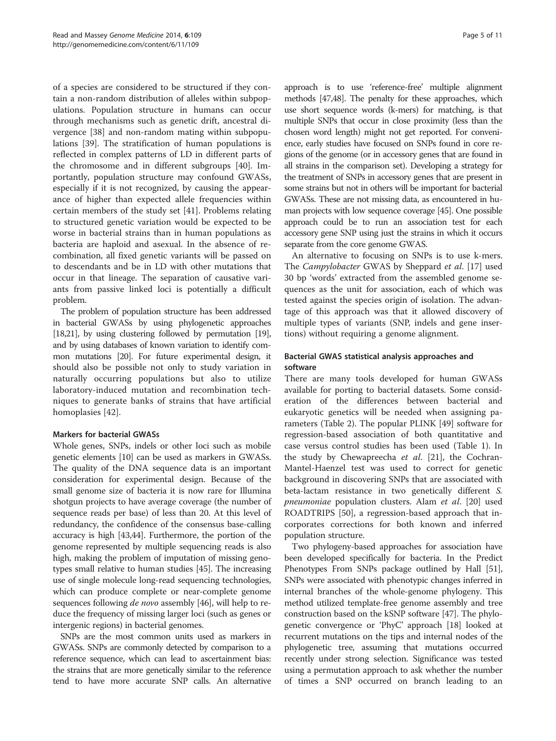of a species are considered to be structured if they contain a non-random distribution of alleles within subpopulations. Population structure in humans can occur through mechanisms such as genetic drift, ancestral divergence [38] and non-random mating within subpopulations [39]. The stratification of human populations is reflected in complex patterns of LD in different parts of the chromosome and in different subgroups [40]. Importantly, population structure may confound GWASs, especially if it is not recognized, by causing the appearance of higher than expected allele frequencies within certain members of the study set [41]. Problems relating to structured genetic variation would be expected to be worse in bacterial strains than in human populations as bacteria are haploid and asexual. In the absence of recombination, all fixed genetic variants will be passed on to descendants and be in LD with other mutations that occur in that lineage. The separation of causative variants from passive linked loci is potentially a difficult problem.

The problem of population structure has been addressed in bacterial GWASs by using phylogenetic approaches [18,21], by using clustering followed by permutation [19], and by using databases of known variation to identify common mutations [20]. For future experimental design, it should also be possible not only to study variation in naturally occurring populations but also to utilize laboratory-induced mutation and recombination techniques to generate banks of strains that have artificial homoplasies [42].

#### Markers for bacterial GWASs

Whole genes, SNPs, indels or other loci such as mobile genetic elements [10] can be used as markers in GWASs. The quality of the DNA sequence data is an important consideration for experimental design. Because of the small genome size of bacteria it is now rare for Illumina shotgun projects to have average coverage (the number of sequence reads per base) of less than 20. At this level of redundancy, the confidence of the consensus base-calling accuracy is high [43,44]. Furthermore, the portion of the genome represented by multiple sequencing reads is also high, making the problem of imputation of missing genotypes small relative to human studies [45]. The increasing use of single molecule long-read sequencing technologies, which can produce complete or near-complete genome sequences following *de novo* assembly [46], will help to reduce the frequency of missing larger loci (such as genes or intergenic regions) in bacterial genomes.

SNPs are the most common units used as markers in GWASs. SNPs are commonly detected by comparison to a reference sequence, which can lead to ascertainment bias: the strains that are more genetically similar to the reference tend to have more accurate SNP calls. An alternative approach is to use 'reference-free' multiple alignment methods [47,48]. The penalty for these approaches, which use short sequence words (k-mers) for matching, is that multiple SNPs that occur in close proximity (less than the chosen word length) might not get reported. For convenience, early studies have focused on SNPs found in core regions of the genome (or in accessory genes that are found in all strains in the comparison set). Developing a strategy for the treatment of SNPs in accessory genes that are present in some strains but not in others will be important for bacterial GWASs. These are not missing data, as encountered in human projects with low sequence coverage [45]. One possible approach could be to run an association test for each accessory gene SNP using just the strains in which it occurs separate from the core genome GWAS.

An alternative to focusing on SNPs is to use k-mers. The *Campylobacter* GWAS by Sheppard *et al*. [17] used 30 bp 'words' extracted from the assembled genome sequences as the unit for association, each of which was tested against the species origin of isolation. The advantage of this approach was that it allowed discovery of multiple types of variants (SNP, indels and gene insertions) without requiring a genome alignment.

#### Bacterial GWAS statistical analysis approaches and software

There are many tools developed for human GWASs available for porting to bacterial datasets. Some consideration of the differences between bacterial and eukaryotic genetics will be needed when assigning parameters (Table 2). The popular PLINK [49] software for regression-based association of both quantitative and case versus control studies has been used (Table 1). In the study by Chewapreecha *et al*. [21], the Cochran-Mantel-Haenzel test was used to correct for genetic background in discovering SNPs that are associated with beta-lactam resistance in two genetically different *S. pneumoniae* population clusters. Alam *et al*. [20] used ROADTRIPS [50], a regression-based approach that incorporates corrections for both known and inferred population structure.

Two phylogeny-based approaches for association have been developed specifically for bacteria. In the Predict Phenotypes From SNPs package outlined by Hall [51], SNPs were associated with phenotypic changes inferred in internal branches of the whole-genome phylogeny. This method utilized template-free genome assembly and tree construction based on the kSNP software [47]. The phylogenetic convergence or 'PhyC' approach [18] looked at recurrent mutations on the tips and internal nodes of the phylogenetic tree, assuming that mutations occurred recently under strong selection. Significance was tested using a permutation approach to ask whether the number of times a SNP occurred on branch leading to an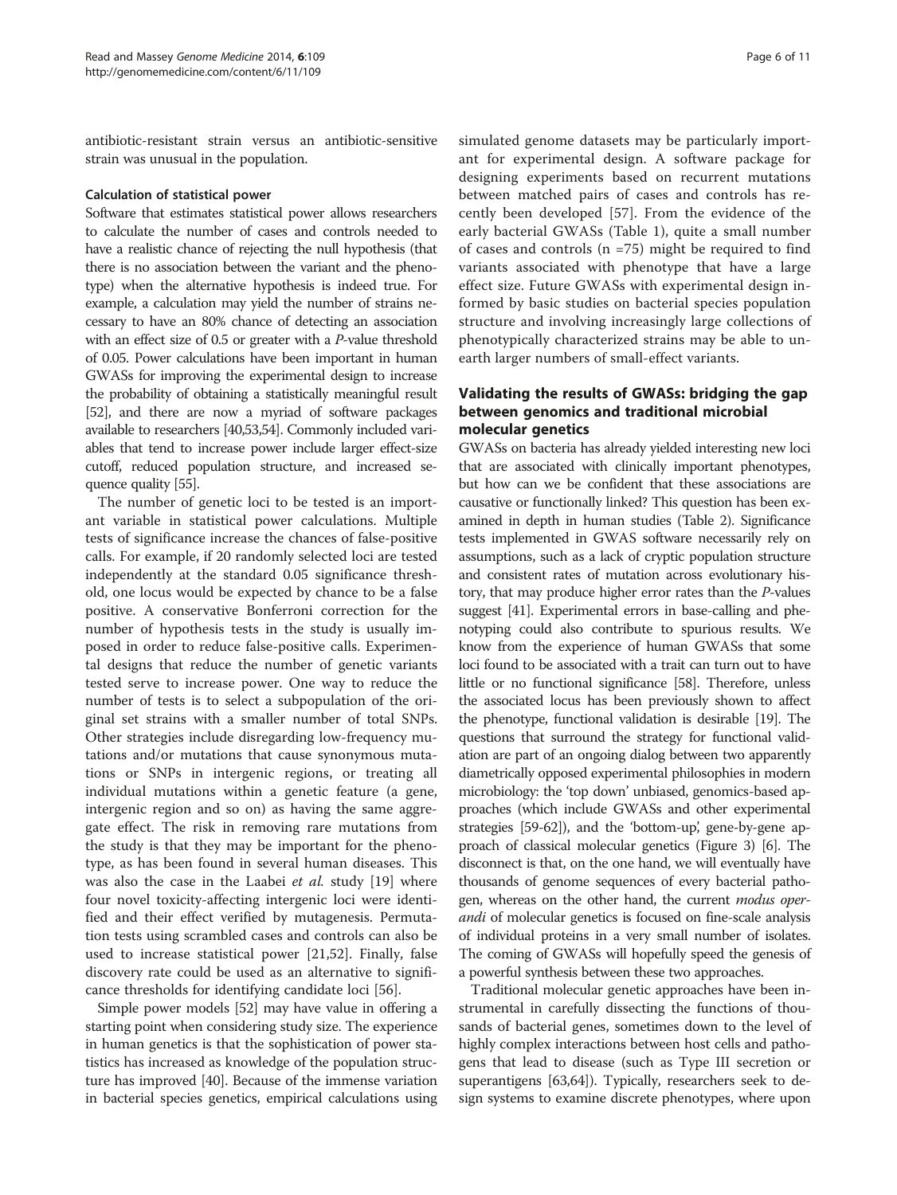antibiotic-resistant strain versus an antibiotic-sensitive strain was unusual in the population.

### Calculation of statistical power

Software that estimates statistical power allows researchers to calculate the number of cases and controls needed to have a realistic chance of rejecting the null hypothesis (that there is no association between the variant and the phenotype) when the alternative hypothesis is indeed true. For example, a calculation may yield the number of strains necessary to have an 80% chance of detecting an association with an effect size of 0.5 or greater with a *P*-value threshold of 0.05. Power calculations have been important in human GWASs for improving the experimental design to increase the probability of obtaining a statistically meaningful result [52], and there are now a myriad of software packages available to researchers [40,53,54]. Commonly included variables that tend to increase power include larger effect-size cutoff, reduced population structure, and increased sequence quality [55].

The number of genetic loci to be tested is an important variable in statistical power calculations. Multiple tests of significance increase the chances of false-positive calls. For example, if 20 randomly selected loci are tested independently at the standard 0.05 significance threshold, one locus would be expected by chance to be a false positive. A conservative Bonferroni correction for the number of hypothesis tests in the study is usually imposed in order to reduce false-positive calls. Experimental designs that reduce the number of genetic variants tested serve to increase power. One way to reduce the number of tests is to select a subpopulation of the original set strains with a smaller number of total SNPs. Other strategies include disregarding low-frequency mutations and/or mutations that cause synonymous mutations or SNPs in intergenic regions, or treating all individual mutations within a genetic feature (a gene, intergenic region and so on) as having the same aggregate effect. The risk in removing rare mutations from the study is that they may be important for the phenotype, as has been found in several human diseases. This was also the case in the Laabei *et al.* study [19] where four novel toxicity-affecting intergenic loci were identified and their effect verified by mutagenesis. Permutation tests using scrambled cases and controls can also be used to increase statistical power [21,52]. Finally, false discovery rate could be used as an alternative to significance thresholds for identifying candidate loci [56].

Simple power models [52] may have value in offering a starting point when considering study size. The experience in human genetics is that the sophistication of power statistics has increased as knowledge of the population structure has improved [40]. Because of the immense variation in bacterial species genetics, empirical calculations using simulated genome datasets may be particularly important for experimental design. A software package for designing experiments based on recurrent mutations between matched pairs of cases and controls has recently been developed [57]. From the evidence of the early bacterial GWASs (Table 1), quite a small number of cases and controls ($n = 75$) might be required to find variants associated with phenotype that have a large effect size. Future GWASs with experimental design informed by basic studies on bacterial species population structure and involving increasingly large collections of phenotypically characterized strains may be able to unearth larger numbers of small-effect variants.

## Validating the results of GWASs: bridging the gap between genomics and traditional microbial molecular genetics

GWASs on bacteria has already yielded interesting new loci that are associated with clinically important phenotypes, but how can we be confident that these associations are causative or functionally linked? This question has been examined in depth in human studies (Table 2). Significance tests implemented in GWAS software necessarily rely on assumptions, such as a lack of cryptic population structure and consistent rates of mutation across evolutionary history, that may produce higher error rates than the *P*-values suggest [41]. Experimental errors in base-calling and phenotyping could also contribute to spurious results. We know from the experience of human GWASs that some loci found to be associated with a trait can turn out to have little or no functional significance [58]. Therefore, unless the associated locus has been previously shown to affect the phenotype, functional validation is desirable [19]. The questions that surround the strategy for functional validation are part of an ongoing dialog between two apparently diametrically opposed experimental philosophies in modern microbiology: the 'top down' unbiased, genomics-based approaches (which include GWASs and other experimental strategies [59-62]), and the 'bottom-up', gene-by-gene approach of classical molecular genetics (Figure 3) [6]. The disconnect is that, on the one hand, we will eventually have thousands of genome sequences of every bacterial pathogen, whereas on the other hand, the current *modus operandi* of molecular genetics is focused on fine-scale analysis of individual proteins in a very small number of isolates. The coming of GWASs will hopefully speed the genesis of a powerful synthesis between these two approaches.

Traditional molecular genetic approaches have been instrumental in carefully dissecting the functions of thousands of bacterial genes, sometimes down to the level of highly complex interactions between host cells and pathogens that lead to disease (such as Type III secretion or superantigens [63,64]). Typically, researchers seek to design systems to examine discrete phenotypes, where upon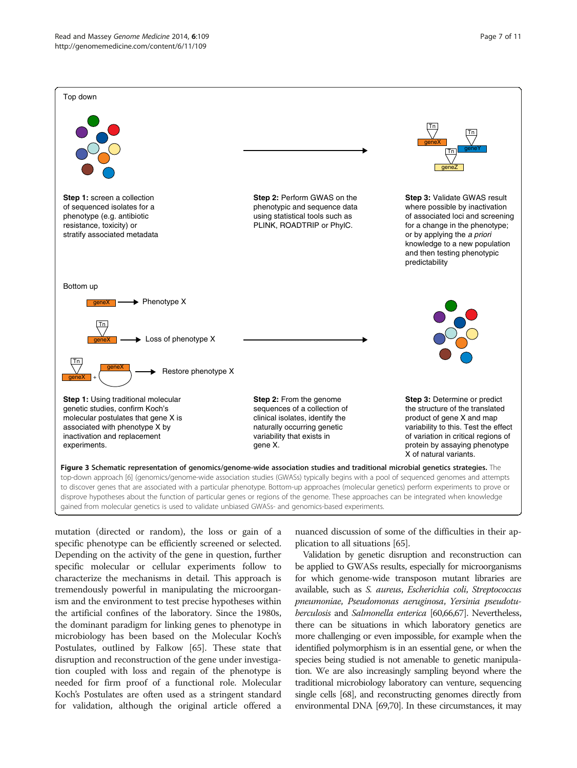Top down

**Step 1:** screen a collection of sequenced isolates for a phenotype (e.g. antibiotic resistance, toxicity) or stratify associated metadata

**Step 2:** Perform GWAS on the phenotypic and sequence data using statistical tools such as PLINK, ROADTRIP or PhylC.

**Step 3:** Validate GWAS result where possible by inactivation of associated loci and screening for a change in the phenotype; or by applying the *a priori* knowledge to a new population and then testing phenotypic predictability

Bottom up

geneX → Phenotype X

Tn geneX → Loss of phenotype X

Tn geneX + geneX → Restore phenotype X

**Step 1:** Using traditional molecular genetic studies, confirm Koch's molecular postulates that gene X is associated with phenotype X by inactivation and replacement experiments.

**Step 2:** From the genome sequences of a collection of clinical isolates, identify the naturally occurring genetic variability that exists in gene X.

**Step 3:** Determine or predict the structure of the translated product of gene X and map variability to this. Test the effect of variation in critical regions of protein by assaying phenotype X of natural variants.

**Figure 3 Schematic representation of genomics/genome-wide association studies and traditional microbial genetics strategies.** The top-down approach [6] (genomics/genome-wide association studies (GWASs)) typically begins with a pool of sequenced genomes and attempts to discover genes that are associated with a particular phenotype. Bottom-up approaches (molecular genetics) perform experiments to prove or disprove hypotheses about the function of particular genes or regions of the genome. These approaches can be integrated when knowledge gained from molecular genetics is used to validate unbiased GWASs- and genomics-based experiments.

mutation (directed or random), the loss or gain of a specific phenotype can be efficiently screened or selected. Depending on the activity of the gene in question, further specific molecular or cellular experiments follow to characterize the mechanisms in detail. This approach is tremendously powerful in manipulating the microorganism and the environment to test precise hypotheses within the artificial confines of the laboratory. Since the 1980s, the dominant paradigm for linking genes to phenotype in microbiology has been based on the Molecular Koch's Postulates, outlined by Falkow [65]. These state that disruption and reconstruction of the gene under investigation coupled with loss and regain of the phenotype is needed for firm proof of a functional role. Molecular Koch's Postulates are often used as a stringent standard for validation, although the original article offered a nuanced discussion of some of the difficulties in their application to all situations [65].

Validation by genetic disruption and reconstruction can be applied to GWASs results, especially for microorganisms for which genome-wide transposon mutant libraries are available, such as *S. aureus*, *Escherichia coli*, *Streptococcus pneumoniae*, *Pseudomonas aeruginosa*, *Yersinia pseudotuberculosis* and *Salmonella enterica* [60,66,67]. Nevertheless, there can be situations in which laboratory genetics are more challenging or even impossible, for example when the identified polymorphism is in an essential gene, or when the species being studied is not amenable to genetic manipulation. We are also increasingly sampling beyond where the traditional microbiology laboratory can venture, sequencing single cells [68], and reconstructing genomes directly from environmental DNA [69,70]. In these circumstances, it may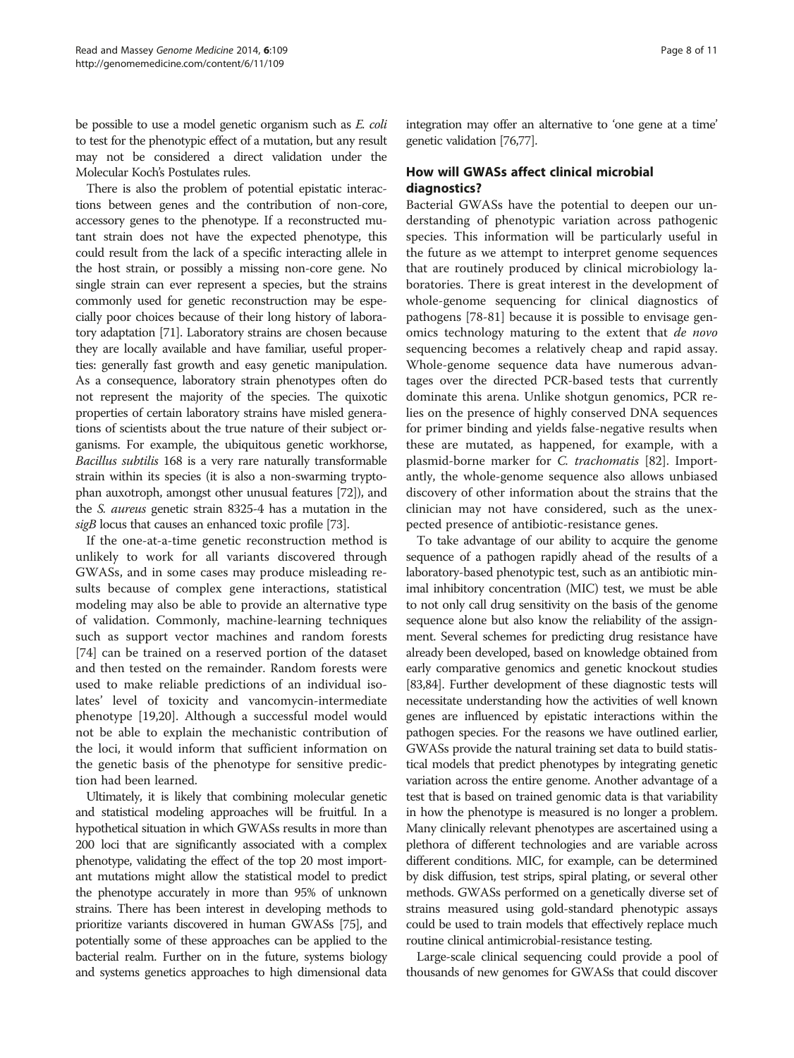be possible to use a model genetic organism such as *E. coli* to test for the phenotypic effect of a mutation, but any result may not be considered a direct validation under the Molecular Koch's Postulates rules.

There is also the problem of potential epistatic interactions between genes and the contribution of non-core, accessory genes to the phenotype. If a reconstructed mutant strain does not have the expected phenotype, this could result from the lack of a specific interacting allele in the host strain, or possibly a missing non-core gene. No single strain can ever represent a species, but the strains commonly used for genetic reconstruction may be especially poor choices because of their long history of laboratory adaptation [71]. Laboratory strains are chosen because they are locally available and have familiar, useful properties: generally fast growth and easy genetic manipulation. As a consequence, laboratory strain phenotypes often do not represent the majority of the species. The quixotic properties of certain laboratory strains have misled generations of scientists about the true nature of their subject organisms. For example, the ubiquitous genetic workhorse, *Bacillus subtilis* 168 is a very rare naturally transformable strain within its species (it is also a non-swarming tryptophan auxotroph, amongst other unusual features [72]), and the *S. aureus* genetic strain 8325-4 has a mutation in the *sigB* locus that causes an enhanced toxic profile [73].

If the one-at-a-time genetic reconstruction method is unlikely to work for all variants discovered through GWASs, and in some cases may produce misleading results because of complex gene interactions, statistical modeling may also be able to provide an alternative type of validation. Commonly, machine-learning techniques such as support vector machines and random forests [74] can be trained on a reserved portion of the dataset and then tested on the remainder. Random forests were used to make reliable predictions of an individual isolates' level of toxicity and vancomycin-intermediate phenotype [19,20]. Although a successful model would not be able to explain the mechanistic contribution of the loci, it would inform that sufficient information on the genetic basis of the phenotype for sensitive prediction had been learned.

Ultimately, it is likely that combining molecular genetic and statistical modeling approaches will be fruitful. In a hypothetical situation in which GWASs results in more than 200 loci that are significantly associated with a complex phenotype, validating the effect of the top 20 most important mutations might allow the statistical model to predict the phenotype accurately in more than 95% of unknown strains. There has been interest in developing methods to prioritize variants discovered in human GWASs [75], and potentially some of these approaches can be applied to the bacterial realm. Further on in the future, systems biology and systems genetics approaches to high dimensional data integration may offer an alternative to 'one gene at a time' genetic validation [76,77].

## How will GWASs affect clinical microbial diagnostics?

Bacterial GWASs have the potential to deepen our understanding of phenotypic variation across pathogenic species. This information will be particularly useful in the future as we attempt to interpret genome sequences that are routinely produced by clinical microbiology laboratories. There is great interest in the development of whole-genome sequencing for clinical diagnostics of pathogens [78-81] because it is possible to envisage genomics technology maturing to the extent that *de novo* sequencing becomes a relatively cheap and rapid assay. Whole-genome sequence data have numerous advantages over the directed PCR-based tests that currently dominate this arena. Unlike shotgun genomics, PCR relies on the presence of highly conserved DNA sequences for primer binding and yields false-negative results when these are mutated, as happened, for example, with a plasmid-borne marker for *C. trachomatis* [82]. Importantly, the whole-genome sequence also allows unbiased discovery of other information about the strains that the clinician may not have considered, such as the unexpected presence of antibiotic-resistance genes.

To take advantage of our ability to acquire the genome sequence of a pathogen rapidly ahead of the results of a laboratory-based phenotypic test, such as an antibiotic minimal inhibitory concentration (MIC) test, we must be able to not only call drug sensitivity on the basis of the genome sequence alone but also know the reliability of the assignment. Several schemes for predicting drug resistance have already been developed, based on knowledge obtained from early comparative genomics and genetic knockout studies [83,84]. Further development of these diagnostic tests will necessitate understanding how the activities of well known genes are influenced by epistatic interactions within the pathogen species. For the reasons we have outlined earlier, GWASs provide the natural training set data to build statistical models that predict phenotypes by integrating genetic variation across the entire genome. Another advantage of a test that is based on trained genomic data is that variability in how the phenotype is measured is no longer a problem. Many clinically relevant phenotypes are ascertained using a plethora of different technologies and are variable across different conditions. MIC, for example, can be determined by disk diffusion, test strips, spiral plating, or several other methods. GWASs performed on a genetically diverse set of strains measured using gold-standard phenotypic assays could be used to train models that effectively replace much routine clinical antimicrobial-resistance testing.

Large-scale clinical sequencing could provide a pool of thousands of new genomes for GWASs that could discover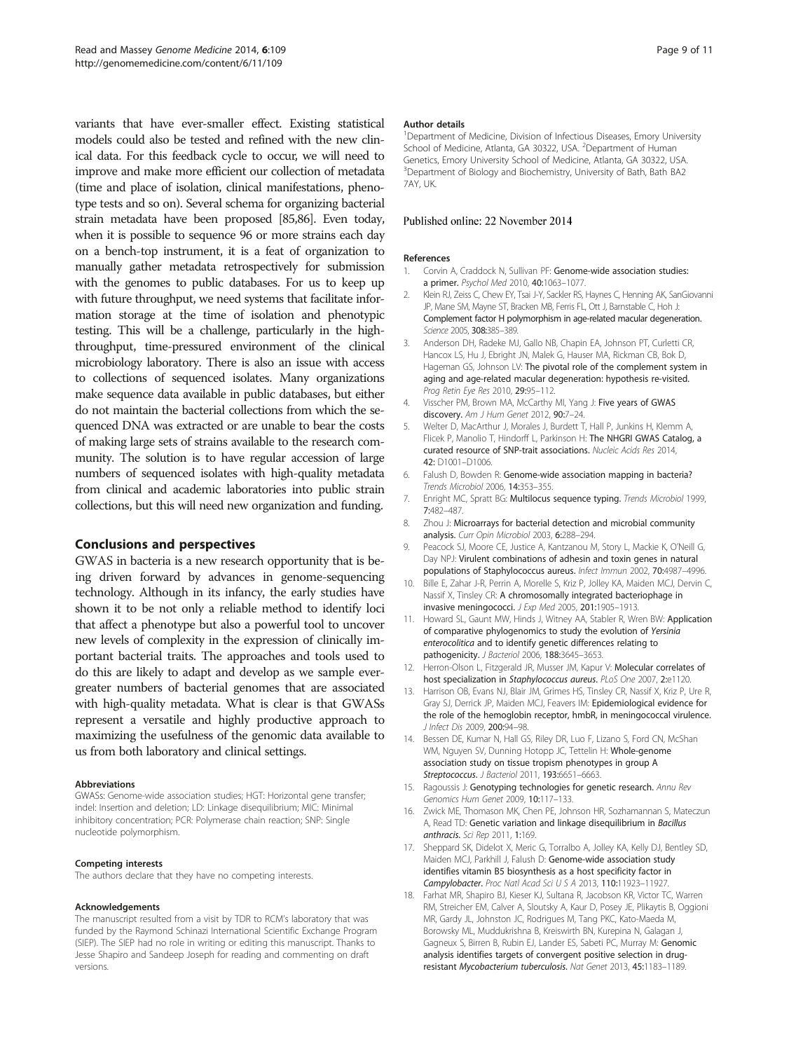variants that have ever-smaller effect. Existing statistical models could also be tested and refined with the new clinical data. For this feedback cycle to occur, we will need to improve and make more efficient our collection of metadata (time and place of isolation, clinical manifestations, phenotype tests and so on). Several schema for organizing bacterial strain metadata have been proposed [85,86]. Even today, when it is possible to sequence 96 or more strains each day on a bench-top instrument, it is a feat of organization to manually gather metadata retrospectively for submission with the genomes to public databases. For us to keep up with future throughput, we need systems that facilitate information storage at the time of isolation and phenotypic testing. This will be a challenge, particularly in the high-throughput, time-pressured environment of the clinical microbiology laboratory. There is also an issue with access to collections of sequenced isolates. Many organizations make sequence data available in public databases, but either do not maintain the bacterial collections from which the sequenced DNA was extracted or are unable to bear the costs of making large sets of strains available to the research community. The solution is to have regular accession of large numbers of sequenced isolates with high-quality metadata from clinical and academic laboratories into public strain collections, but this will need new organization and funding.

## Conclusions and perspectives

GWAS in bacteria is a new research opportunity that is being driven forward by advances in genome-sequencing technology. Although in its infancy, the early studies have shown it to be not only a reliable method to identify loci that affect a phenotype but also a powerful tool to uncover new levels of complexity in the expression of clinically important bacterial traits. The approaches and tools used to do this are likely to adapt and develop as we sample ever-greater numbers of bacterial genomes that are associated with high-quality metadata. What is clear is that GWASs represent a versatile and highly productive approach to maximizing the usefulness of the genomic data available to us from both laboratory and clinical settings.

#### Abbreviations

GWASs: Genome-wide association studies; HGT: Horizontal gene transfer; indel: Insertion and deletion; LD: Linkage disequilibrium; MIC: Minimal inhibitory concentration; PCR: Polymerase chain reaction; SNP: Single nucleotide polymorphism.

#### Competing interests

The authors declare that they have no competing interests.

#### Acknowledgements

The manuscript resulted from a visit by TDR to RCM's laboratory that was funded by the Raymond Schinazi International Scientific Exchange Program (SIEP). The SIEP had no role in writing or editing this manuscript. Thanks to Jesse Shapiro and Sandeep Joseph for reading and commenting on draft versions.

#### Author details

[1]Department of Medicine, Division of Infectious Diseases, Emory University School of Medicine, Atlanta, GA 30322, USA. [2]Department of Human Genetics, Emory University School of Medicine, Atlanta, GA 30322, USA. [3]Department of Biology and Biochemistry, University of Bath, Bath BA2 7AY, UK.

Published online: 22 November 2014

#### References

1. Corvin A, Craddock N, Sullivan PF: **Genome-wide association studies: a primer.** *Psychol Med* 2010, **40:**1063–1077.
2. Klein RJ, Zeiss C, Chew EY, Tsai J-Y, Sackler RS, Haynes C, Henning AK, SanGiovanni JP, Mane SM, Mayne ST, Bracken MB, Ferris FL, Ott J, Barnstable C, Hoh J: **Complement factor H polymorphism in age-related macular degeneration.** *Science* 2005, **308:**385–389.
3. Anderson DH, Radeke MJ, Gallo NB, Chapin EA, Johnson PT, Curletti CR, Hancox LS, Hu J, Ebright JN, Malek G, Hauser MA, Rickman CB, Bok D, Hageman GS, Johnson LV: **The pivotal role of the complement system in aging and age-related macular degeneration: hypothesis re-visited.** *Prog Retin Eye Res* 2010, **29:**95–112.
4. Visscher PM, Brown MA, McCarthy MI, Yang J: **Five years of GWAS discovery.** *Am J Hum Genet* 2012, **90:**7–24.
5. Welter D, MacArthur J, Morales J, Burdett T, Hall P, Junkins H, Klemm A, Flicek P, Manolio T, Hindorff L, Parkinson H: **The NHGRI GWAS Catalog, a curated resource of SNP-trait associations.** *Nucleic Acids Res* 2014, **42:** D1001–D1006.
6. Falush D, Bowden R: **Genome-wide association mapping in bacteria?** *Trends Microbiol* 2006, **14:**353–355.
7. Enright MC, Spratt BG: **Multilocus sequence typing.** *Trends Microbiol* 1999, **7:**482–487.
8. Zhou J: **Microarrays for bacterial detection and microbial community analysis.** *Curr Opin Microbiol* 2003, **6:**288–294.
9. Peacock SJ, Moore CE, Justice A, Kantzanou M, Story L, Mackie K, O'Neill G, Day NPJ: **Virulent combinations of adhesin and toxin genes in natural populations of Staphylococcus aureus.** *Infect Immun* 2002, **70:**4987–4996.
10. Bille E, Zahar J-R, Perrin A, Morelle S, Kriz P, Jolley KA, Maiden MCJ, Dervin C, Nassif X, Tinsley CR: **A chromosomally integrated bacteriophage in invasive meningococci.** *J Exp Med* 2005, **201:**1905–1913.
11. Howard SL, Gaunt MW, Hinds J, Witney AA, Stabler R, Wren BW: **Application of comparative phylogenomics to study the evolution of *Yersinia enterocolitica* and to identify genetic differences relating to pathogenicity.** *J Bacteriol* 2006, **188:**3645–3653.
12. Herron-Olson L, Fitzgerald JR, Musser JM, Kapur V: **Molecular correlates of host specialization in *Staphylococcus aureus*.** *PLoS One* 2007, **2:**e1120.
13. Harrison OB, Evans NJ, Blair JM, Grimes HS, Tinsley CR, Nassif X, Kriz P, Ure R, Gray SJ, Derrick JP, Maiden MCJ, Feavers IM: **Epidemiological evidence for the role of the hemoglobin receptor, hmbR, in meningococcal virulence.** *J Infect Dis* 2009, **200:**94–98.
14. Bessen DE, Kumar N, Hall GS, Riley DR, Luo F, Lizano S, Ford CN, McShan WM, Nguyen SV, Dunning Hotopp JC, Tettelin H: **Whole-genome association study on tissue tropism phenotypes in group A *Streptococcus*.** *J Bacteriol* 2011, **193:**6651–6663.
15. Ragoussis J: **Genotyping technologies for genetic research.** *Annu Rev Genomics Hum Genet* 2009, **10:**117–133.
16. Zwick ME, Thomason MK, Chen PE, Johnson HR, Sozhamannan S, Mateczun A, Read TD: **Genetic variation and linkage disequilibrium in *Bacillus anthracis*.** *Sci Rep* 2011, **1:**169.
17. Sheppard SK, Didelot X, Meric G, Torralbo A, Jolley KA, Kelly DJ, Bentley SD, Maiden MCJ, Parkhill J, Falush D: **Genome-wide association study identifies vitamin B5 biosynthesis as a host specificity factor in *Campylobacter*.** *Proc Natl Acad Sci U S A* 2013, **110:**11923–11927.
18. Farhat MR, Shapiro BJ, Kieser KJ, Sultana R, Jacobson KR, Victor TC, Warren RM, Streicher EM, Calver A, Sloutsky A, Kaur D, Posey JE, Plikaytis B, Oggioni MR, Gardy JL, Johnston JC, Rodrigues M, Tang PKC, Kato-Maeda M, Borowsky ML, Muddukrishna B, Kreiswirth BN, Kurepina N, Galagan J, Gagneux S, Birren B, Rubin EJ, Lander ES, Sabeti PC, Murray M: **Genomic analysis identifies targets of convergent positive selection in drug-resistant *Mycobacterium tuberculosis*.** *Nat Genet* 2013, **45:**1183–1189.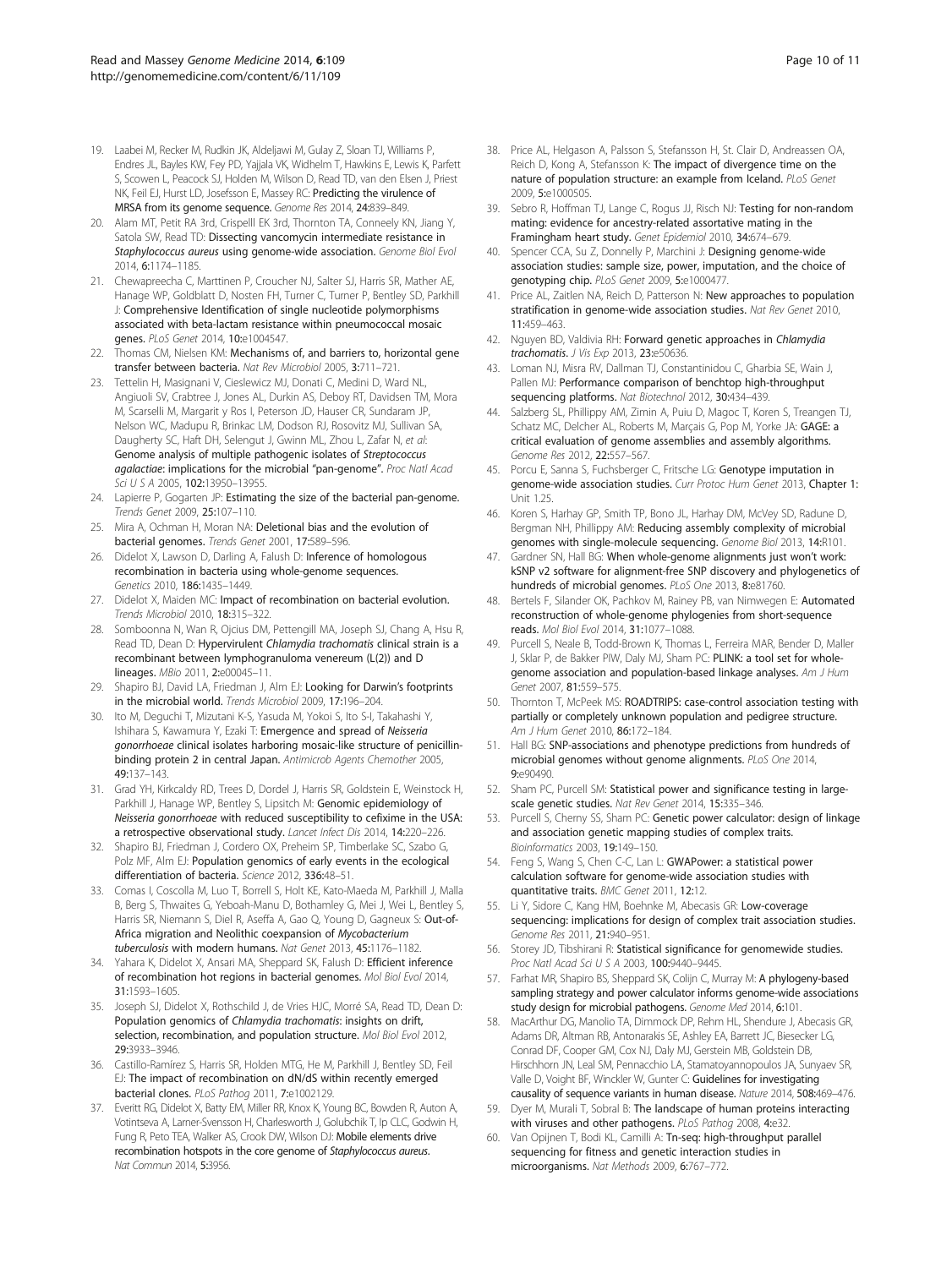19. Laabei M, Recker M, Rudkin JK, Aldeljawi M, Gulay Z, Sloan TJ, Williams P, Endres JL, Bayles KW, Fey PD, Yajjala VK, Widhelm T, Hawkins E, Lewis K, Parfett S, Scowen L, Peacock SJ, Holden M, Wilson D, Read TD, van den Elsen J, Priest NK, Feil EJ, Hurst LD, Josefsson E, Massey RC: **Predicting the virulence of MRSA from its genome sequence.** *Genome Res* 2014, **24:**839–849.
20. Alam MT, Petit RA 3rd, Crispell EK 3rd, Thornton TA, Conneely KN, Jiang Y, Satola SW, Read TD: **Dissecting vancomycin intermediate resistance in *Staphylococcus aureus* using genome-wide association.** *Genome Biol Evol* 2014, **6:**1174–1185.
21. Chewapreecha C, Marttinen P, Croucher NJ, Salter SJ, Harris SR, Mather AE, Hanage WP, Goldblatt D, Nosten FH, Turner C, Turner P, Bentley SD, Parkhill J: **Comprehensive Identification of single nucleotide polymorphisms associated with beta-lactam resistance within pneumococcal mosaic genes.** *PLoS Genet* 2014, **10:**e1004547.
22. Thomas CM, Nielsen KM: **Mechanisms of, and barriers to, horizontal gene transfer between bacteria.** *Nat Rev Microbiol* 2005, **3:**711–721.
23. Tettelin H, Masignani V, Cieslewicz MJ, Donati C, Medini D, Ward NL, Angiuoli SV, Crabtree J, Jones AL, Durkin AS, Deboy RT, Davidsen TM, Mora M, Scarselli M, Margarit y Ros I, Peterson JD, Hauser CR, Sundaram JP, Nelson WC, Madupu R, Brinkac LM, Dodson RJ, Rosovitz MJ, Sullivan SA, Daugherty SC, Haft DH, Selengut J, Gwinn ML, Zhou L, Zafar N, *et al*: **Genome analysis of multiple pathogenic isolates of *Streptococcus agalactiae*: implications for the microbial "pan-genome".** *Proc Natl Acad Sci U S A* 2005, **102:**13950–13955.
24. Lapierre P, Gogarten JP: **Estimating the size of the bacterial pan-genome.** *Trends Genet* 2009, **25:**107–110.
25. Mira A, Ochman H, Moran NA: **Deletional bias and the evolution of bacterial genomes.** *Trends Genet* 2001, **17:**589–596.
26. Didelot X, Lawson D, Darling A, Falush D: **Inference of homologous recombination in bacteria using whole-genome sequences.** *Genetics* 2010, **186:**1435–1449.
27. Didelot X, Maiden MC: **Impact of recombination on bacterial evolution.** *Trends Microbiol* 2010, **18:**315–322.
28. Somboonna N, Wan R, Ojcius DM, Pettengill MA, Joseph SJ, Chang A, Hsu R, Read TD, Dean D: **Hypervirulent *Chlamydia trachomatis* clinical strain is a recombinant between lymphogranuloma venereum (L(2)) and D lineages.** *MBio* 2011, **2:**e00045–11.
29. Shapiro BJ, David LA, Friedman J, Alm EJ: **Looking for Darwin's footprints in the microbial world.** *Trends Microbiol* 2009, **17:**196–204.
30. Ito M, Deguchi T, Mizutani K-S, Yasuda M, Yokoi S, Ito S-I, Takahashi Y, Ishihara S, Kawamura Y, Ezaki T: **Emergence and spread of *Neisseria gonorrhoeae* clinical isolates harboring mosaic-like structure of penicillin-binding protein 2 in central Japan.** *Antimicrob Agents Chemother* 2005, **49:**137–143.
31. Grad YH, Kirkcaldy RD, Trees D, Dordel J, Harris SR, Goldstein E, Weinstock H, Parkhill J, Hanage WP, Bentley S, Lipsitch M: **Genomic epidemiology of *Neisseria gonorrhoeae* with reduced susceptibility to cefixime in the USA: a retrospective observational study.** *Lancet Infect Dis* 2014, **14:**220–226.
32. Shapiro BJ, Friedman J, Cordero OX, Preheim SP, Timberlake SC, Szabo G, Polz MF, Alm EJ: **Population genomics of early events in the ecological differentiation of bacteria.** *Science* 2012, **336:**48–51.
33. Comas I, Coscolla M, Luo T, Borrell S, Holt KE, Kato-Maeda M, Parkhill J, Malla B, Berg S, Thwaites G, Yeboah-Manu D, Bothamley G, Mei J, Wei L, Bentley S, Harris SR, Niemann S, Diel R, Aseffa A, Gao Q, Young D, Gagneux S: **Out-of-Africa migration and Neolithic coexpansion of *Mycobacterium tuberculosis* with modern humans.** *Nat Genet* 2013, **45:**1176–1182.
34. Yahara K, Didelot X, Ansari MA, Sheppard SK, Falush D: **Efficient inference of recombination hot regions in bacterial genomes.** *Mol Biol Evol* 2014, **31:**1593–1605.
35. Joseph SJ, Didelot X, Rothschild J, de Vries HJC, Morré SA, Read TD, Dean D: **Population genomics of *Chlamydia trachomatis*: insights on drift, selection, recombination, and population structure.** *Mol Biol Evol* 2012, **29:**3933–3946.
36. Castillo-Ramírez S, Harris SR, Holden MTG, He M, Parkhill J, Bentley SD, Feil EJ: **The impact of recombination on dN/dS within recently emerged bacterial clones.** *PLoS Pathog* 2011, **7:**e1002129.
37. Everitt RG, Didelot X, Batty EM, Miller RR, Knox K, Young BC, Bowden R, Auton A, Votintseva A, Larner-Svensson H, Charlesworth J, Golubchik T, Ip CLC, Godwin H, Fung R, Peto TEA, Walker AS, Crook DW, Wilson DJ: **Mobile elements drive recombination hotspots in the core genome of *Staphylococcus aureus*.** *Nat Commun* 2014, **5:**3956.
38. Price AL, Helgason A, Palsson S, Stefansson H, St. Clair D, Andreassen OA, Reich D, Kong A, Stefansson K: **The impact of divergence time on the nature of population structure: an example from Iceland.** *PLoS Genet* 2009, **5:**e1000505.
39. Sebro R, Hoffman TJ, Lange C, Rogus JJ, Risch NJ: **Testing for non-random mating: evidence for ancestry-related assortative mating in the Framingham heart study.** *Genet Epidemiol* 2010, **34:**674–679.
40. Spencer CCA, Su Z, Donnelly P, Marchini J: **Designing genome-wide association studies: sample size, power, imputation, and the choice of genotyping chip.** *PLoS Genet* 2009, **5:**e1000477.
41. Price AL, Zaitlen NA, Reich D, Patterson N: **New approaches to population stratification in genome-wide association studies.** *Nat Rev Genet* 2010, **11:**459–463.
42. Nguyen BD, Valdivia RH: **Forward genetic approaches in *Chlamydia trachomatis*.** *J Vis Exp* 2013, **23:**e50636.
43. Loman NJ, Misra RV, Dallman TJ, Constantinidou C, Gharbia SE, Wain J, Pallen MJ: **Performance comparison of benchtop high-throughput sequencing platforms.** *Nat Biotechnol* 2012, **30:**434–439.
44. Salzberg SL, Phillippy AM, Zimin A, Puiu D, Magoc T, Koren S, Treangen TJ, Schatz MC, Delcher AL, Roberts M, Marçais G, Pop M, Yorke JA: **GAGE: a critical evaluation of genome assemblies and assembly algorithms.** *Genome Res* 2012, **22:**557–567.
45. Porcu E, Sanna S, Fuchsberger C, Fritsche LG: **Genotype imputation in genome-wide association studies.** *Curr Protoc Hum Genet* 2013, Chapter 1: Unit 1.25.
46. Koren S, Harhay GP, Smith TP, Bono JL, Harhay DM, McVey SD, Radune D, Bergman NH, Phillippy AM: **Reducing assembly complexity of microbial genomes with single-molecule sequencing.** *Genome Biol* 2013, **14:**R101.
47. Gardner SN, Hall BG: **When whole-genome alignments just won't work: kSNP v2 software for alignment-free SNP discovery and phylogenetics of hundreds of microbial genomes.** *PLoS One* 2013, **8:**e81760.
48. Bertels F, Silander OK, Pachkov M, Rainey PB, van Nimwegen E: **Automated reconstruction of whole-genome phylogenies from short-sequence reads.** *Mol Biol Evol* 2014, **31:**1077–1088.
49. Purcell S, Neale B, Todd-Brown K, Thomas L, Ferreira MAR, Bender D, Maller J, Sklar P, de Bakker PIW, Daly MJ, Sham PC: **PLINK: a tool set for whole-genome association and population-based linkage analyses.** *Am J Hum Genet* 2007, **81:**559–575.
50. Thornton T, McPeek MS: **ROADTRIPS: case-control association testing with partially or completely unknown population and pedigree structure.** *Am J Hum Genet* 2010, **86:**172–184.
51. Hall BG: **SNP-associations and phenotype predictions from hundreds of microbial genomes without genome alignments.** *PLoS One* 2014, **9:**e90490.
52. Sham PC, Purcell SM: **Statistical power and significance testing in large-scale genetic studies.** *Nat Rev Genet* 2014, **15:**335–346.
53. Purcell S, Cherny SS, Sham PC: **Genetic power calculator: design of linkage and association genetic mapping studies of complex traits.** *Bioinformatics* 2003, **19:**149–150.
54. Feng S, Wang S, Chen C-C, Lan L: **GWAPower: a statistical power calculation software for genome-wide association studies with quantitative traits.** *BMC Genet* 2011, **12:**12.
55. Li Y, Sidore C, Kang HM, Boehnke M, Abecasis GR: **Low-coverage sequencing: implications for design of complex trait association studies.** *Genome Res* 2011, **21:**940–951.
56. Storey JD, Tibshirani R: **Statistical significance for genomewide studies.** *Proc Natl Acad Sci U S A* 2003, **100:**9440–9445.
57. Farhat MR, Shapiro BS, Sheppard SK, Colijn C, Murray M: **A phylogeny-based sampling strategy and power calculator informs genome-wide associations study design for microbial pathogens.** *Genome Med* 2014, **6:**101.
58. MacArthur DG, Manolio TA, Dimmock DP, Rehm HL, Shendure J, Abecasis GR, Adams DR, Altman RB, Antonarakis SE, Ashley EA, Barrett JC, Biesecker LG, Conrad DF, Cooper GM, Cox NJ, Daly MJ, Gerstein MB, Goldstein DB, Hirschhorn JN, Leal SM, Pennacchio LA, Stamatoyannopoulos JA, Sunyaev SR, Valle D, Voight BF, Winckler W, Gunter C: **Guidelines for investigating causality of sequence variants in human disease.** *Nature* 2014, **508:**469–476.
59. Dyer M, Murali T, Sobral B: **The landscape of human proteins interacting with viruses and other pathogens.** *PLoS Pathog* 2008, **4:**e32.
60. Van Opijnen T, Bodi KL, Camilli A: **Tn-seq: high-throughput parallel sequencing for fitness and genetic interaction studies in microorganisms.** *Nat Methods* 2009, **6:**767–772.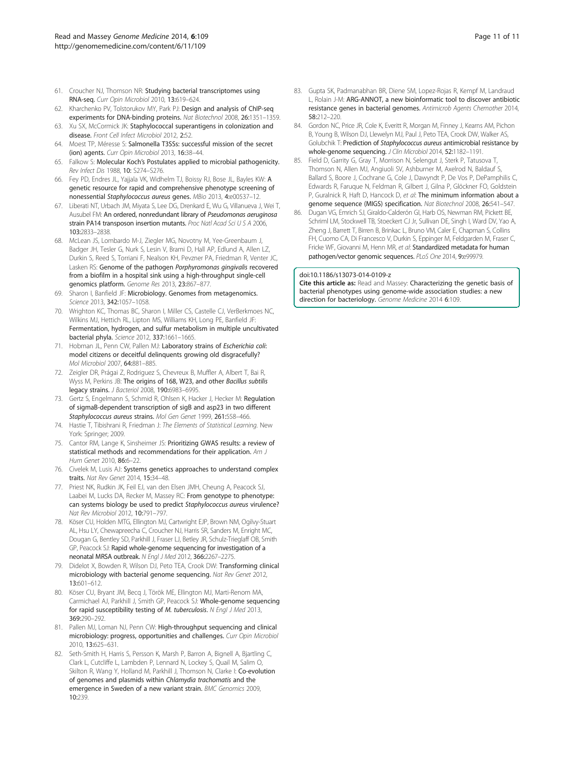61. Croucher NJ, Thomson NR: Studying bacterial transcriptomes using RNA-seq. *Curr Opin Microbiol* 2010, 13:619–624.
62. Kharchenko PV, Tolstorukov MY, Park PJ: Design and analysis of ChIP-seq experiments for DNA-binding proteins. *Nat Biotechnol* 2008, 26:1351–1359.
63. Xu SX, McCormick JK: Staphylococcal superantigens in colonization and disease. *Front Cell Infect Microbiol* 2012, 2:52.
64. Moest TP, Méresse S: Salmonella T3SSs: successful mission of the secret (ion) agents. *Curr Opin Microbiol* 2013, 16:38–44.
65. Falkow S: Molecular Koch's Postulates applied to microbial pathogenicity. *Rev Infect Dis* 1988, 10: S274–S276.
66. Fey PD, Endres JL, Yajjala VK, Widhelm TJ, Boissy RJ, Bose JL, Bayles KW: A genetic resource for rapid and comprehensive phenotype screening of nonessential *Staphylococcus aureus* genes. *MBio* 2013, 4:e00537–12.
67. Liberati NT, Urbach JM, Miyata S, Lee DG, Drenkard E, Wu G, Villanueva J, Wei T, Ausubel FM: An ordered, nonredundant library of *Pseudomonas aeruginosa* strain PA14 transposon insertion mutants. *Proc Natl Acad Sci U S A* 2006, 103:2833–2838.
68. McLean JS, Lombardo M-J, Ziegler MG, Novotny M, Yee-Greenbaum J, Badger JH, Tesler G, Nurk S, Lesin V, Brami D, Hall AP, Edlund A, Allen LZ, Durkin S, Reed S, Torriani F, Nealson KH, Pevzner PA, Friedman R, Venter JC, Lasken RS: Genome of the pathogen *Porphyromonas gingivalis* recovered from a biofilm in a hospital sink using a high-throughput single-cell genomics platform. *Genome Res* 2013, 23:867–877.
69. Sharon I, Banfield JF: Microbiology. Genomes from metagenomics. *Science* 2013, 342:1057–1058.
70. Wrighton KC, Thomas BC, Sharon I, Miller CS, Castelle CJ, VerBerkmoes NC, Wilkins MJ, Hettich RL, Lipton MS, Williams KH, Long PE, Banfield JF: Fermentation, hydrogen, and sulfur metabolism in multiple uncultivated bacterial phyla. *Science* 2012, 337:1661–1665.
71. Hobman JL, Penn CW, Pallen MJ: Laboratory strains of *Escherichia coli*: model citizens or deceitful delinquents growing old disgracefully? *Mol Microbiol* 2007, 64:881–885.
72. Zeigler DR, Prágai Z, Rodriguez S, Chevreux B, Muffler A, Albert T, Bai R, Wyss M, Perkins JB: The origins of 168, W23, and other *Bacillus subtilis* legacy strains. *J Bacteriol* 2008, 190:6983–6995.
73. Gertz S, Engelmann S, Schmid R, Ohlsen K, Hacker J, Hecker M: Regulation of sigmaB-dependent transcription of sigB and asp23 in two different *Staphylococcus aureus* strains. *Mol Gen Genet* 1999, 261:558–466.
74. Hastie T, Tibishrani R, Friedman J: *The Elements of Statistical Learning*. New York: Springer; 2009.
75. Cantor RM, Lange K, Sinsheimer JS: Prioritizing GWAS results: a review of statistical methods and recommendations for their application. *Am J Hum Genet* 2010, 86:6–22.
76. Civelek M, Lusis AJ: Systems genetics approaches to understand complex traits. *Nat Rev Genet* 2014, 15:34–48.
77. Priest NK, Rudkin JK, Feil EJ, van den Elsen JMH, Cheung A, Peacock SJ, Laabei M, Lucks DA, Recker M, Massey RC: From genotype to phenotype: can systems biology be used to predict *Staphylococcus aureus* virulence? *Nat Rev Microbiol* 2012, 10:791–797.
78. Köser CU, Holden MTG, Ellington MJ, Cartwright EJP, Brown NM, Ogilvy-Stuart AL, Hsu LY, Chewapreecha C, Croucher NJ, Harris SR, Sanders M, Enright MC, Dougan G, Bentley SD, Parkhill J, Fraser LJ, Betley JR, Schulz-Trieglaff OB, Smith GP, Peacock SJ: Rapid whole-genome sequencing for investigation of a neonatal MRSA outbreak. *N Engl J Med* 2012, 366:2267–2275.
79. Didelot X, Bowden R, Wilson DJ, Peto TEA, Crook DW: Transforming clinical microbiology with bacterial genome sequencing. *Nat Rev Genet* 2012, 13:601–612.
80. Köser CU, Bryant JM, Becq J, Török ME, Ellington MJ, Marti-Renom MA, Carmichael AJ, Parkhill J, Smith GP, Peacock SJ: Whole-genome sequencing for rapid susceptibility testing of *M. tuberculosis*. *N Engl J Med* 2013, 369:290–292.
81. Pallen MJ, Loman NJ, Penn CW: High-throughput sequencing and clinical microbiology: progress, opportunities and challenges. *Curr Opin Microbiol* 2010, 13:625–631.
82. Seth-Smith H, Harris S, Persson K, Marsh P, Barron A, Bignell A, Bjartling C, Clark L, Cutcliffe L, Lambden P, Lennard N, Lockey S, Quail M, Salim O, Skilton R, Wang Y, Holland M, Parkhill J, Thomson N, Clarke I: Co-evolution of genomes and plasmids within *Chlamydia trachomatis* and the emergence in Sweden of a new variant strain. *BMC Genomics* 2009, 10:239.
83. Gupta SK, Padmanabhan BR, Diene SM, Lopez-Rojas R, Kempf M, Landraud L, Rolain J-M: ARG-ANNOT, a new bioinformatic tool to discover antibiotic resistance genes in bacterial genomes. *Antimicrob Agents Chemother* 2014, 58:212–220.
84. Gordon NC, Price JR, Cole K, Everitt R, Morgan M, Finney J, Kearns AM, Pichon B, Young B, Wilson DJ, Llewelyn MJ, Paul J, Peto TEA, Crook DW, Walker AS, Golubchik T: Prediction of *Staphylococcus aureus* antimicrobial resistance by whole-genome sequencing. *J Clin Microbiol* 2014, 52:1182–1191.
85. Field D, Garrity G, Gray T, Morrison N, Selengut J, Sterk P, Tatusova T, Thomson N, Allen MJ, Angiuoli SV, Ashburner M, Axelrod N, Baldauf S, Ballard S, Boore J, Cochrane G, Cole J, Dawyndt P, De Vos P, DePamphilis C, Edwards R, Faruque N, Feldman R, Gilbert J, Gilna P, Glöckner FO, Goldstein P, Guralnick R, Haft D, Hancock D, *et al*: The minimum information about a genome sequence (MIGS) specification. *Nat Biotechnol* 2008, 26:541–547.
86. Dugan VG, Emrich SJ, Giraldo-Calderón GI, Harb OS, Newman RM, Pickett BE, Schriml LM, Stockwell TB, Stoeckert CJ Jr, Sullivan DE, Singh I, Ward DV, Yao A, Zheng J, Barrett T, Birren B, Brinkac L, Bruno VM, Caler E, Chapman S, Collins FH, Cuomo CA, Di Francesco V, Durkin S, Eppinger M, Feldgarden M, Fraser C, Fricke WF, Giovanni M, Henn MR, *et al*: Standardized metadata for human pathogen/vector genomic sequences. *PLoS One* 2014, 9:e99979.

doi:10.1186/s13073-014-0109-z

**Cite this article as:** Read and Massey: Characterizing the genetic basis of bacterial phenotypes using genome-wide association studies: a new direction for bacteriology. *Genome Medicine* 2014 6:109.